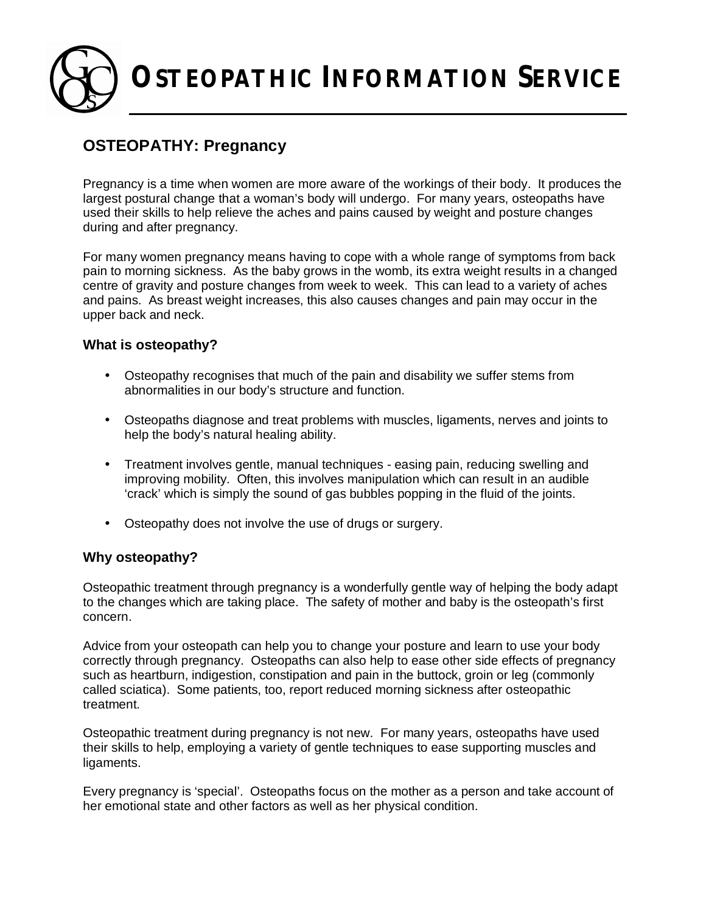# OSTEOPATHIC INFORMATION SERVICE

## OSTEOPATHY: Pregnancy

Pregnancy is a time when women are more aware of the workings of their body. It produces the largest postural change that a woman's body will undergo. For many years, osteopaths have used their skills to help relieve the aches and pains caused by weight and posture changes during and after pregnancy.

For many women pregnancy means having to cope with a whole range of symptoms from back pain to morning sickness. As the baby grows in the womb, its extra weight results in a changed centre of gravity and posture changes from week to week. This can lead to a variety of aches and pains. As breast weight increases, this also causes changes and pain may occur in the upper back and neck.

### What is osteopathy?

- Osteopathy recognises that much of the pain and disability we suffer stems from abnormalities in our body's structure and function.
- Osteopaths diagnose and treat problems with muscles, ligaments, nerves and joints to help the body's natural healing ability.
- Treatment involves gentle, manual techniques - easing pain, reducing swelling and improving mobility. Often, this involves manipulation which can result in an audible 'crack' which is simply the sound of gas bubbles popping in the fluid of the joints.
- Osteopathy does not involve the use of drugs or surgery.

### Why osteopathy?

Osteopathic treatment through pregnancy is a wonderfully gentle way of helping the body adapt to the changes which are taking place. The safety of mother and baby is the osteopath's first concern.

Advice from your osteopath can help you to change your posture and learn to use your body correctly through pregnancy. Osteopaths can also help to ease other side effects of pregnancy such as heartburn, indigestion, constipation and pain in the buttock, groin or leg (commonly called sciatica). Some patients, too, report reduced morning sickness after osteopathic treatment.

Osteopathic treatment during pregnancy is not new. For many years, osteopaths have used their skills to help, employing a variety of gentle techniques to ease supporting muscles and ligaments.

Every pregnancy is 'special'. Osteopaths focus on the mother as a person and take account of her emotional state and other factors as well as her physical condition.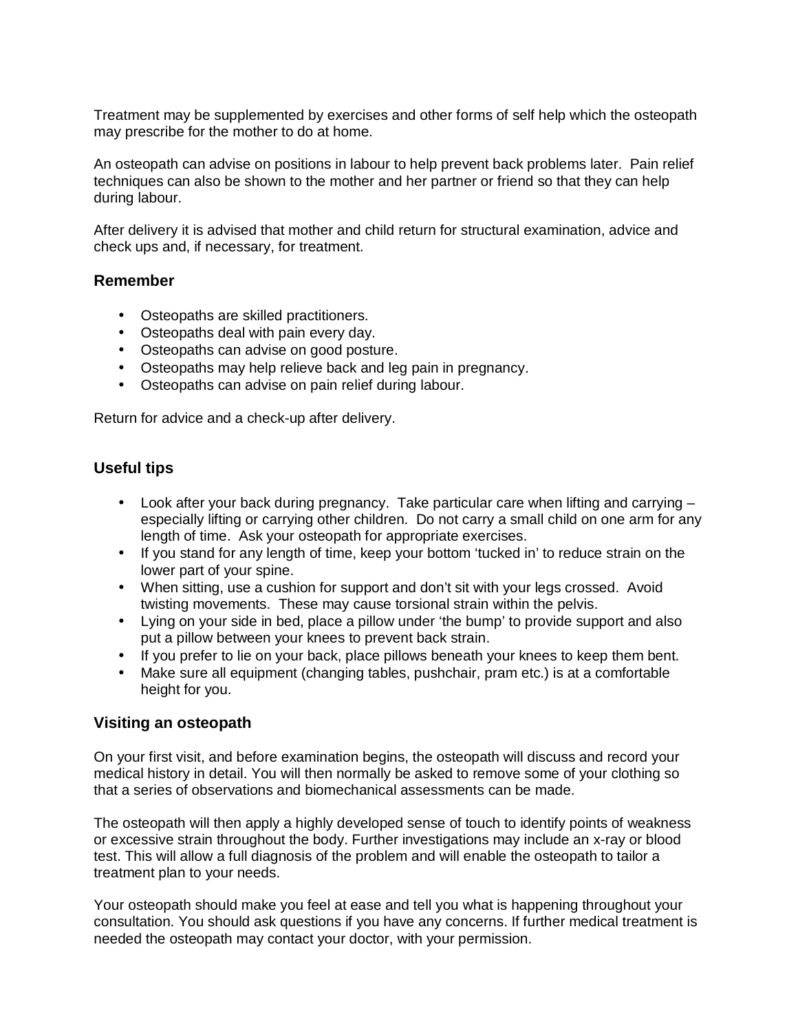Treatment may be supplemented by exercises and other forms of self help which the osteopath may prescribe for the mother to do at home.

An osteopath can advise on positions in labour to help prevent back problems later. Pain relief techniques can also be shown to the mother and her partner or friend so that they can help during labour.

After delivery it is advised that mother and child return for structural examination, advice and check ups and, if necessary, for treatment.

### Remember

- Osteopaths are skilled practitioners.
- Osteopaths deal with pain every day.
- Osteopaths can advise on good posture.
- Osteopaths may help relieve back and leg pain in pregnancy.
- Osteopaths can advise on pain relief during labour.

Return for advice and a check-up after delivery.

### Useful tips

- Look after your back during pregnancy. Take particular care when lifting and carrying – especially lifting or carrying other children. Do not carry a small child on one arm for any length of time. Ask your osteopath for appropriate exercises.
- If you stand for any length of time, keep your bottom 'tucked in' to reduce strain on the lower part of your spine.
- When sitting, use a cushion for support and don't sit with your legs crossed. Avoid twisting movements. These may cause torsional strain within the pelvis.
- Lying on your side in bed, place a pillow under 'the bump' to provide support and also put a pillow between your knees to prevent back strain.
- If you prefer to lie on your back, place pillows beneath your knees to keep them bent.
- Make sure all equipment (changing tables, pushchair, pram etc.) is at a comfortable height for you.

### Visiting an osteopath

On your first visit, and before examination begins, the osteopath will discuss and record your medical history in detail. You will then normally be asked to remove some of your clothing so that a series of observations and biomechanical assessments can be made.

The osteopath will then apply a highly developed sense of touch to identify points of weakness or excessive strain throughout the body. Further investigations may include an x-ray or blood test. This will allow a full diagnosis of the problem and will enable the osteopath to tailor a treatment plan to your needs.

Your osteopath should make you feel at ease and tell you what is happening throughout your consultation. You should ask questions if you have any concerns. If further medical treatment is needed the osteopath may contact your doctor, with your permission.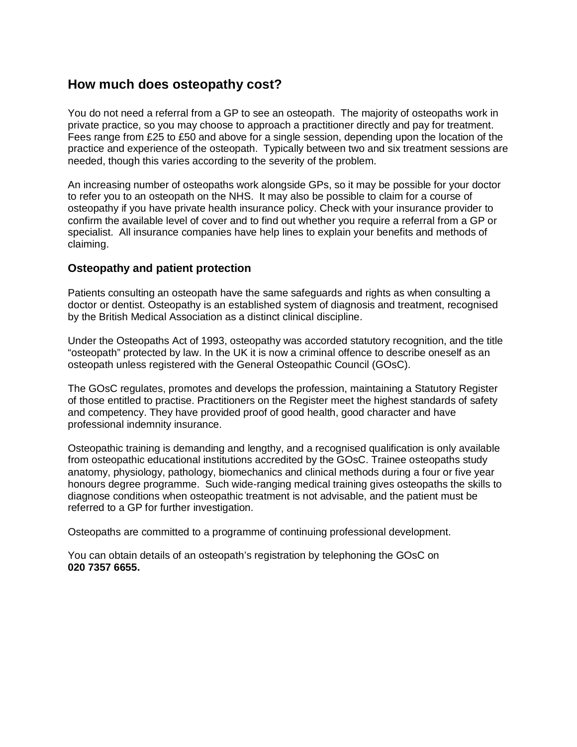## How much does osteopathy cost?

You do not need a referral from a GP to see an osteopath. The majority of osteopaths work in private practice, so you may choose to approach a practitioner directly and pay for treatment. Fees range from £25 to £50 and above for a single session, depending upon the location of the practice and experience of the osteopath. Typically between two and six treatment sessions are needed, though this varies according to the severity of the problem.

An increasing number of osteopaths work alongside GPs, so it may be possible for your doctor to refer you to an osteopath on the NHS. It may also be possible to claim for a course of osteopathy if you have private health insurance policy. Check with your insurance provider to confirm the available level of cover and to find out whether you require a referral from a GP or specialist. All insurance companies have help lines to explain your benefits and methods of claiming.

### Osteopathy and patient protection

Patients consulting an osteopath have the same safeguards and rights as when consulting a doctor or dentist. Osteopathy is an established system of diagnosis and treatment, recognised by the British Medical Association as a distinct clinical discipline.

Under the Osteopaths Act of 1993, osteopathy was accorded statutory recognition, and the title "osteopath" protected by law. In the UK it is now a criminal offence to describe oneself as an osteopath unless registered with the General Osteopathic Council (GOsC).

The GOsC regulates, promotes and develops the profession, maintaining a Statutory Register of those entitled to practise. Practitioners on the Register meet the highest standards of safety and competency. They have provided proof of good health, good character and have professional indemnity insurance.

Osteopathic training is demanding and lengthy, and a recognised qualification is only available from osteopathic educational institutions accredited by the GOsC. Trainee osteopaths study anatomy, physiology, pathology, biomechanics and clinical methods during a four or five year honours degree programme. Such wide-ranging medical training gives osteopaths the skills to diagnose conditions when osteopathic treatment is not advisable, and the patient must be referred to a GP for further investigation.

Osteopaths are committed to a programme of continuing professional development.

You can obtain details of an osteopath's registration by telephoning the GOsC on **020 7357 6655.**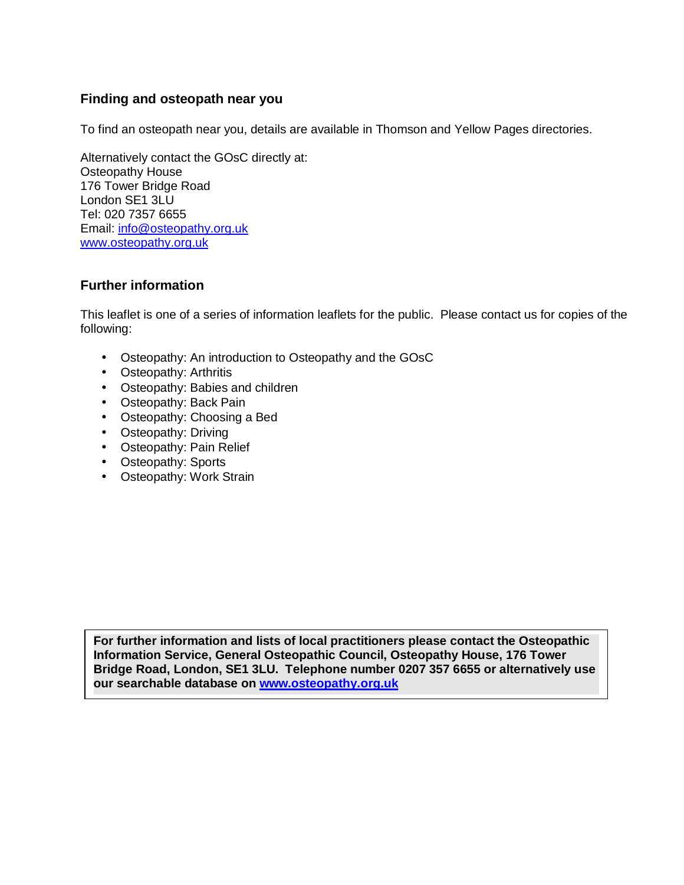## Finding and osteopath near you

To find an osteopath near you, details are available in Thomson and Yellow Pages directories.

Alternatively contact the GOsC directly at:
Osteopathy House
176 Tower Bridge Road
London SE1 3LU
Tel: 020 7357 6655
Email: info@osteopathy.org.uk
www.osteopathy.org.uk

## Further information

This leaflet is one of a series of information leaflets for the public. Please contact us for copies of the following:

- Osteopathy: An introduction to Osteopathy and the GOsC
- Osteopathy: Arthritis
- Osteopathy: Babies and children
- Osteopathy: Back Pain
- Osteopathy: Choosing a Bed
- Osteopathy: Driving
- Osteopathy: Pain Relief
- Osteopathy: Sports
- Osteopathy: Work Strain

**For further information and lists of local practitioners please contact the Osteopathic Information Service, General Osteopathic Council, Osteopathy House, 176 Tower Bridge Road, London, SE1 3LU. Telephone number 0207 357 6655 or alternatively use our searchable database on www.osteopathy.org.uk**